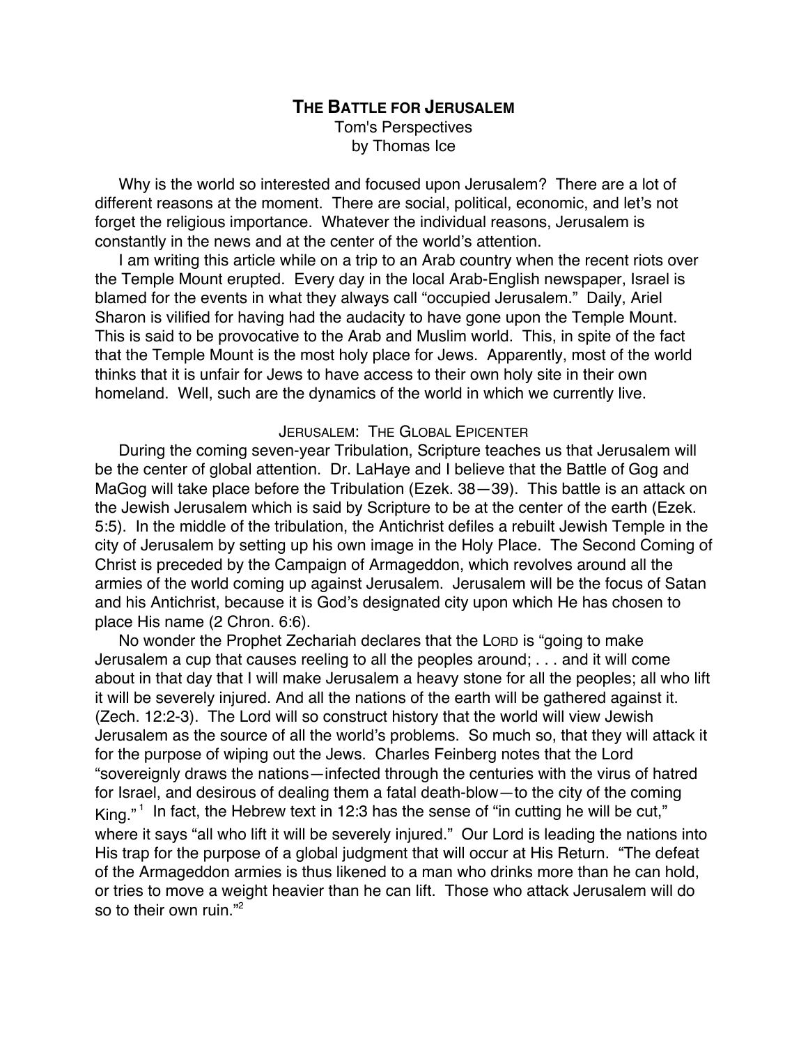# The Battle for Jerusalem

Tom's Perspectives
by Thomas Ice

Why is the world so interested and focused upon Jerusalem? There are a lot of different reasons at the moment. There are social, political, economic, and let's not forget the religious importance. Whatever the individual reasons, Jerusalem is constantly in the news and at the center of the world's attention.

I am writing this article while on a trip to an Arab country when the recent riots over the Temple Mount erupted. Every day in the local Arab-English newspaper, Israel is blamed for the events in what they always call "occupied Jerusalem." Daily, Ariel Sharon is vilified for having had the audacity to have gone upon the Temple Mount. This is said to be provocative to the Arab and Muslim world. This, in spite of the fact that the Temple Mount is the most holy place for Jews. Apparently, most of the world thinks that it is unfair for Jews to have access to their own holy site in their own homeland. Well, such are the dynamics of the world in which we currently live.

## Jerusalem: The Global Epicenter

During the coming seven-year Tribulation, Scripture teaches us that Jerusalem will be the center of global attention. Dr. LaHaye and I believe that the Battle of Gog and MaGog will take place before the Tribulation (Ezek. 38—39). This battle is an attack on the Jewish Jerusalem which is said by Scripture to be at the center of the earth (Ezek. 5:5). In the middle of the tribulation, the Antichrist defiles a rebuilt Jewish Temple in the city of Jerusalem by setting up his own image in the Holy Place. The Second Coming of Christ is preceded by the Campaign of Armageddon, which revolves around all the armies of the world coming up against Jerusalem. Jerusalem will be the focus of Satan and his Antichrist, because it is God's designated city upon which He has chosen to place His name (2 Chron. 6:6).

No wonder the Prophet Zechariah declares that the LORD is "going to make Jerusalem a cup that causes reeling to all the peoples around; . . . and it will come about in that day that I will make Jerusalem a heavy stone for all the peoples; all who lift it will be severely injured. And all the nations of the earth will be gathered against it. (Zech. 12:2-3). The Lord will so construct history that the world will view Jewish Jerusalem as the source of all the world's problems. So much so, that they will attack it for the purpose of wiping out the Jews. Charles Feinberg notes that the Lord "sovereignly draws the nations—infected through the centuries with the virus of hatred for Israel, and desirous of dealing them a fatal death-blow—to the city of the coming King."[1] In fact, the Hebrew text in 12:3 has the sense of "in cutting he will be cut," where it says "all who lift it will be severely injured." Our Lord is leading the nations into His trap for the purpose of a global judgment that will occur at His Return. "The defeat of the Armageddon armies is thus likened to a man who drinks more than he can hold, or tries to move a weight heavier than he can lift. Those who attack Jerusalem will do so to their own ruin."[2]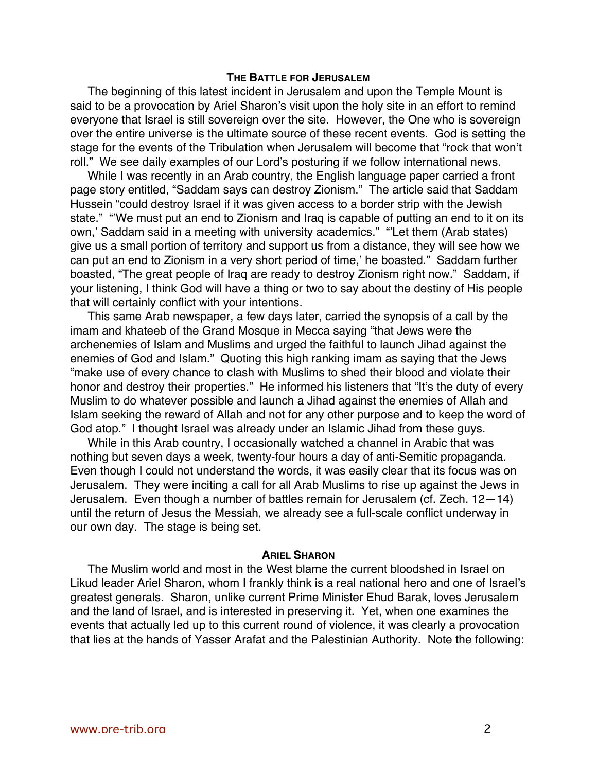## The Battle for Jerusalem

The beginning of this latest incident in Jerusalem and upon the Temple Mount is said to be a provocation by Ariel Sharon's visit upon the holy site in an effort to remind everyone that Israel is still sovereign over the site. However, the One who is sovereign over the entire universe is the ultimate source of these recent events. God is setting the stage for the events of the Tribulation when Jerusalem will become that "rock that won't roll." We see daily examples of our Lord's posturing if we follow international news.

While I was recently in an Arab country, the English language paper carried a front page story entitled, "Saddam says can destroy Zionism." The article said that Saddam Hussein "could destroy Israel if it was given access to a border strip with the Jewish state." "'We must put an end to Zionism and Iraq is capable of putting an end to it on its own,' Saddam said in a meeting with university academics." "'Let them (Arab states) give us a small portion of territory and support us from a distance, they will see how we can put an end to Zionism in a very short period of time,' he boasted." Saddam further boasted, "The great people of Iraq are ready to destroy Zionism right now." Saddam, if your listening, I think God will have a thing or two to say about the destiny of His people that will certainly conflict with your intentions.

This same Arab newspaper, a few days later, carried the synopsis of a call by the imam and khateeb of the Grand Mosque in Mecca saying "that Jews were the archenemies of Islam and Muslims and urged the faithful to launch Jihad against the enemies of God and Islam." Quoting this high ranking imam as saying that the Jews "make use of every chance to clash with Muslims to shed their blood and violate their honor and destroy their properties." He informed his listeners that "It's the duty of every Muslim to do whatever possible and launch a Jihad against the enemies of Allah and Islam seeking the reward of Allah and not for any other purpose and to keep the word of God atop." I thought Israel was already under an Islamic Jihad from these guys.

While in this Arab country, I occasionally watched a channel in Arabic that was nothing but seven days a week, twenty-four hours a day of anti-Semitic propaganda. Even though I could not understand the words, it was easily clear that its focus was on Jerusalem. They were inciting a call for all Arab Muslims to rise up against the Jews in Jerusalem. Even though a number of battles remain for Jerusalem (cf. Zech. 12—14) until the return of Jesus the Messiah, we already see a full-scale conflict underway in our own day. The stage is being set.

## Ariel Sharon

The Muslim world and most in the West blame the current bloodshed in Israel on Likud leader Ariel Sharon, whom I frankly think is a real national hero and one of Israel's greatest generals. Sharon, unlike current Prime Minister Ehud Barak, loves Jerusalem and the land of Israel, and is interested in preserving it. Yet, when one examines the events that actually led up to this current round of violence, it was clearly a provocation that lies at the hands of Yasser Arafat and the Palestinian Authority. Note the following: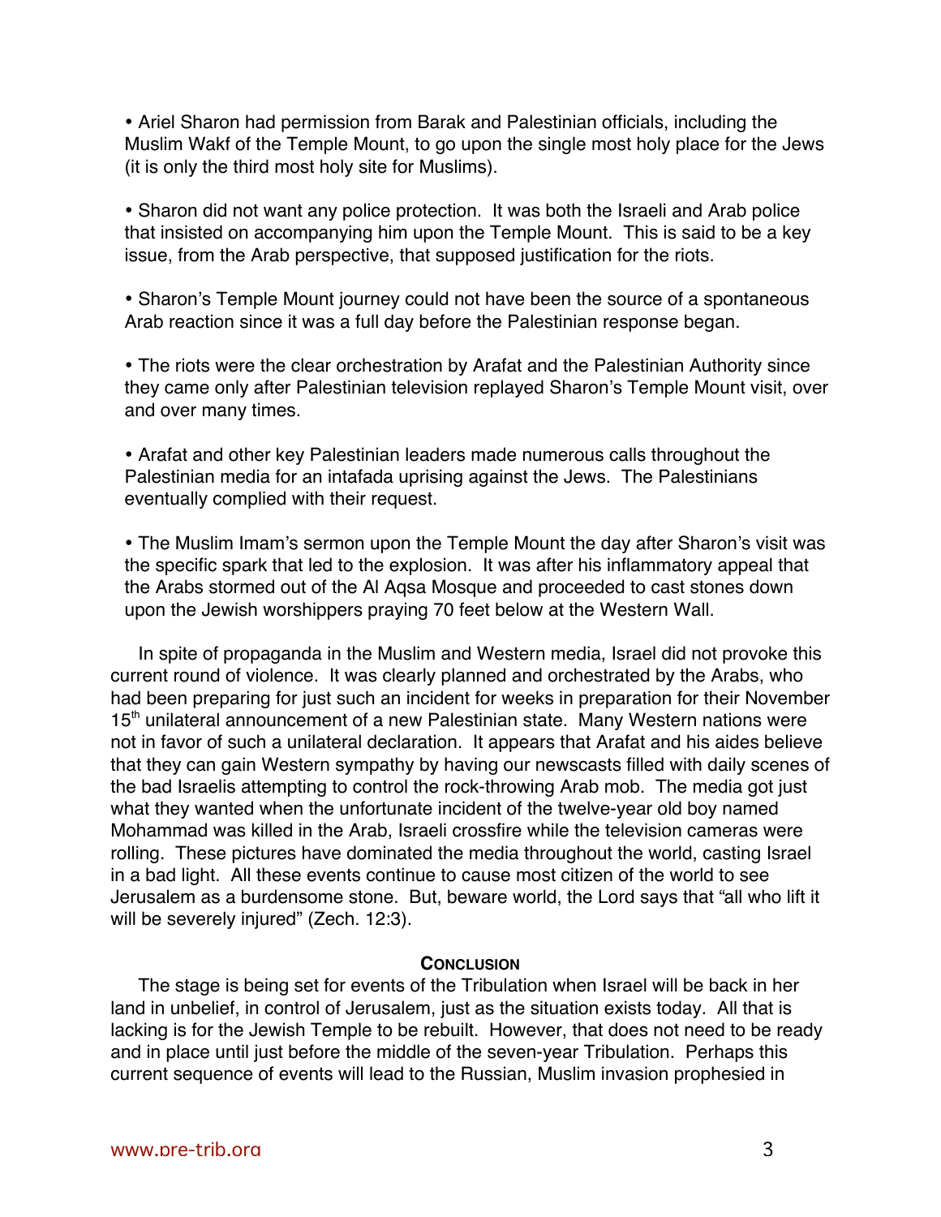- Ariel Sharon had permission from Barak and Palestinian officials, including the Muslim Wakf of the Temple Mount, to go upon the single most holy place for the Jews (it is only the third most holy site for Muslims).

- Sharon did not want any police protection. It was both the Israeli and Arab police that insisted on accompanying him upon the Temple Mount. This is said to be a key issue, from the Arab perspective, that supposed justification for the riots.

- Sharon's Temple Mount journey could not have been the source of a spontaneous Arab reaction since it was a full day before the Palestinian response began.

- The riots were the clear orchestration by Arafat and the Palestinian Authority since they came only after Palestinian television replayed Sharon's Temple Mount visit, over and over many times.

- Arafat and other key Palestinian leaders made numerous calls throughout the Palestinian media for an intafada uprising against the Jews. The Palestinians eventually complied with their request.

- The Muslim Imam's sermon upon the Temple Mount the day after Sharon's visit was the specific spark that led to the explosion. It was after his inflammatory appeal that the Arabs stormed out of the Al Aqsa Mosque and proceeded to cast stones down upon the Jewish worshippers praying 70 feet below at the Western Wall.

In spite of propaganda in the Muslim and Western media, Israel did not provoke this current round of violence. It was clearly planned and orchestrated by the Arabs, who had been preparing for just such an incident for weeks in preparation for their November 15th unilateral announcement of a new Palestinian state. Many Western nations were not in favor of such a unilateral declaration. It appears that Arafat and his aides believe that they can gain Western sympathy by having our newscasts filled with daily scenes of the bad Israelis attempting to control the rock-throwing Arab mob. The media got just what they wanted when the unfortunate incident of the twelve-year old boy named Mohammad was killed in the Arab, Israeli crossfire while the television cameras were rolling. These pictures have dominated the media throughout the world, casting Israel in a bad light. All these events continue to cause most citizen of the world to see Jerusalem as a burdensome stone. But, beware world, the Lord says that "all who lift it will be severely injured" (Zech. 12:3).

## Conclusion

The stage is being set for events of the Tribulation when Israel will be back in her land in unbelief, in control of Jerusalem, just as the situation exists today. All that is lacking is for the Jewish Temple to be rebuilt. However, that does not need to be ready and in place until just before the middle of the seven-year Tribulation. Perhaps this current sequence of events will lead to the Russian, Muslim invasion prophesied in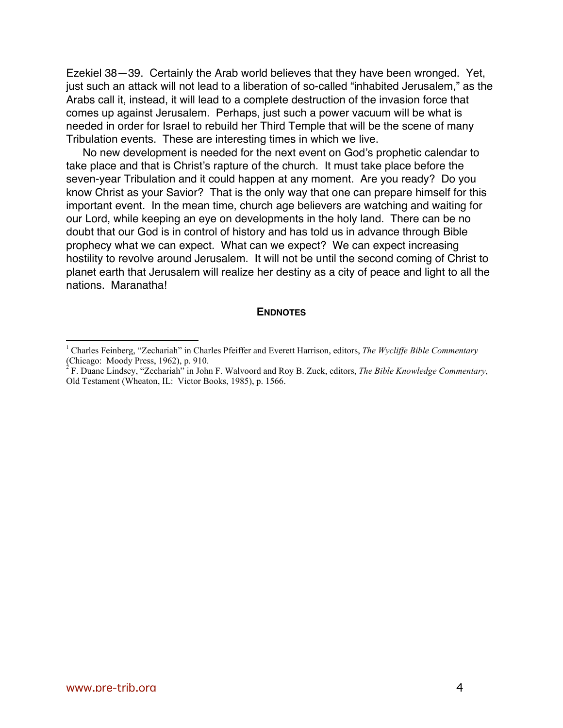Ezekiel 38—39. Certainly the Arab world believes that they have been wronged. Yet, just such an attack will not lead to a liberation of so-called "inhabited Jerusalem," as the Arabs call it, instead, it will lead to a complete destruction of the invasion force that comes up against Jerusalem. Perhaps, just such a power vacuum will be what is needed in order for Israel to rebuild her Third Temple that will be the scene of many Tribulation events. These are interesting times in which we live.

No new development is needed for the next event on God's prophetic calendar to take place and that is Christ's rapture of the church. It must take place before the seven-year Tribulation and it could happen at any moment. Are you ready? Do you know Christ as your Savior? That is the only way that one can prepare himself for this important event. In the mean time, church age believers are watching and waiting for our Lord, while keeping an eye on developments in the holy land. There can be no doubt that our God is in control of history and has told us in advance through Bible prophecy what we can expect. What can we expect? We can expect increasing hostility to revolve around Jerusalem. It will not be until the second coming of Christ to planet earth that Jerusalem will realize her destiny as a city of peace and light to all the nations. Maranatha!

## ENDNOTES

[1] Charles Feinberg, "Zechariah" in Charles Pfeiffer and Everett Harrison, editors, *The Wycliffe Bible Commentary* (Chicago: Moody Press, 1962), p. 910.

[2] F. Duane Lindsey, "Zechariah" in John F. Walvoord and Roy B. Zuck, editors, *The Bible Knowledge Commentary*, Old Testament (Wheaton, IL: Victor Books, 1985), p. 1566.

www.pre-trib.org